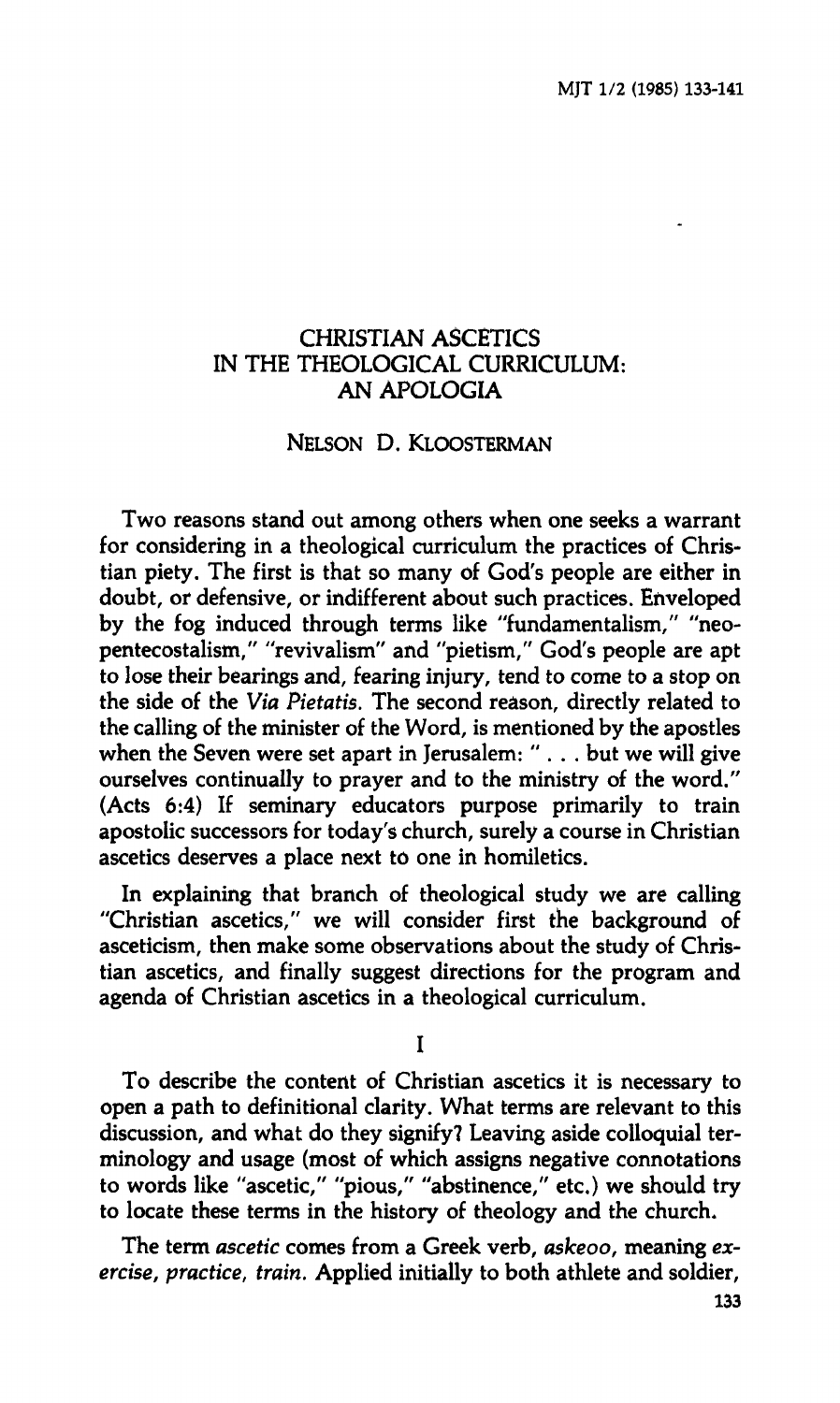# CHRISTIAN ASCETICS IN THE THEOLOGICAL CURRICULUM: AN APOLOGIA

NELSON D. KLOOSTERMAN

Two reasons stand out among others when one seeks a warrant for considering in a theological curriculum the practices of Christian piety. The first is that so many of God's people are either in doubt, or defensive, or indifferent about such practices. Enveloped by the fog induced through terms like "fundamentalism," "neopentecostalism," "revivalism" and "pietism," God's people are apt to lose their bearings and, fearing injury, tend to come to a stop on the side of the *Via Pietatis*. The second reason, directly related to the calling of the minister of the Word, is mentioned by the apostles when the Seven were set apart in Jerusalem: " . . . but we will give ourselves continually to prayer and to the ministry of the word." (Acts 6:4) If seminary educators purpose primarily to train apostolic successors for today's church, surely a course in Christian ascetics deserves a place next to one in homiletics.

In explaining that branch of theological study we are calling "Christian ascetics," we will consider first the background of asceticism, then make some observations about the study of Christian ascetics, and finally suggest directions for the program and agenda of Christian ascetics in a theological curriculum.

## I

To describe the content of Christian ascetics it is necessary to open a path to definitional clarity. What terms are relevant to this discussion, and what do they signify? Leaving aside colloquial terminology and usage (most of which assigns negative connotations to words like "ascetic," "pious," "abstinence," etc.) we should try to locate these terms in the history of theology and the church.

The term *ascetic* comes from a Greek verb, *askeoo*, meaning *exercise, practice, train*. Applied initially to both athlete and soldier,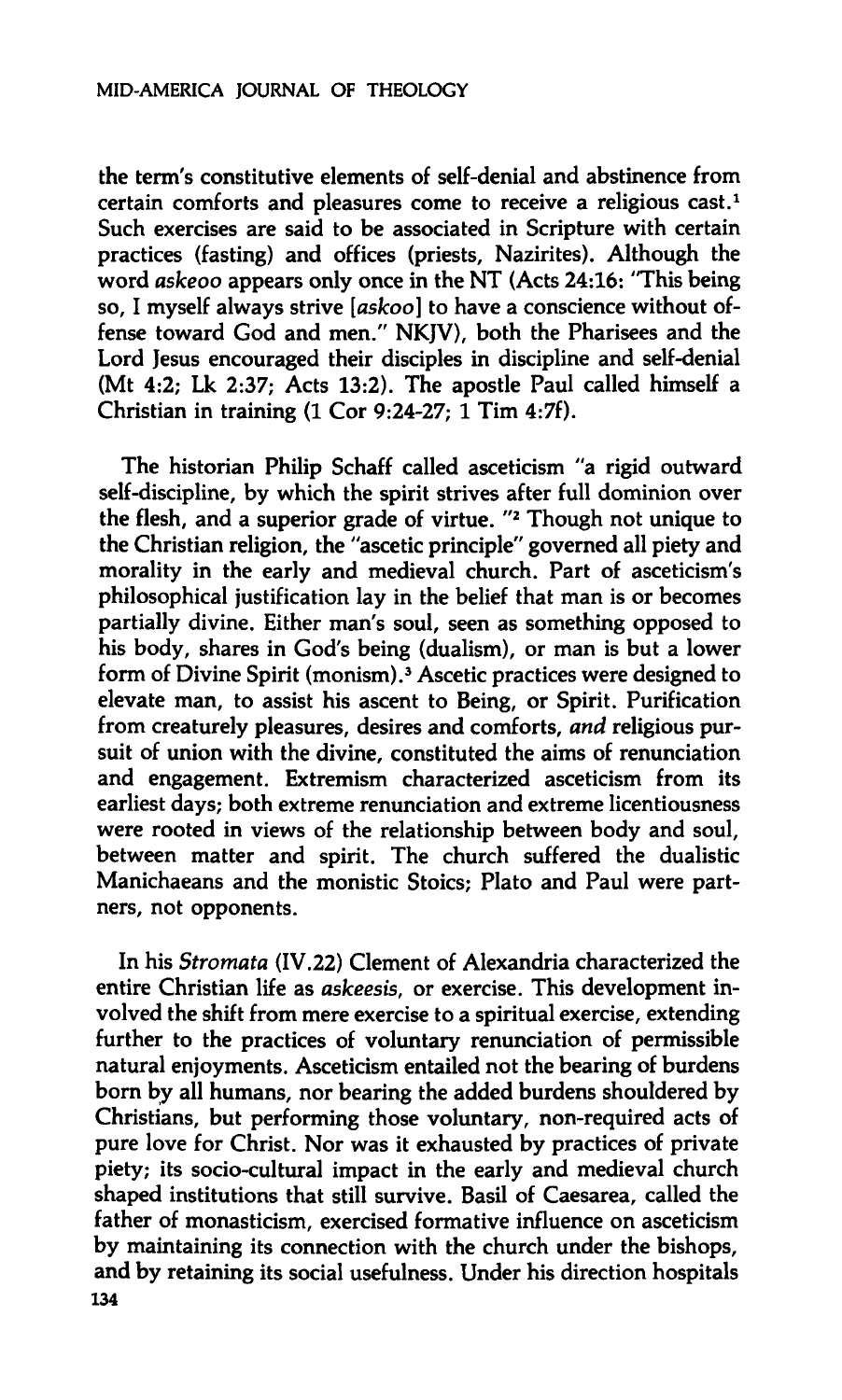the term's constitutive elements of self-denial and abstinence from certain comforts and pleasures come to receive a religious cast.[1] Such exercises are said to be associated in Scripture with certain practices (fasting) and offices (priests, Nazirites). Although the word *askeoo* appears only once in the NT (Acts 24:16: "This being so, I myself always strive [*askoo*] to have a conscience without offense toward God and men." NKJV), both the Pharisees and the Lord Jesus encouraged their disciples in discipline and self-denial (Mt 4:2; Lk 2:37; Acts 13:2). The apostle Paul called himself a Christian in training (1 Cor 9:24-27; 1 Tim 4:7f).

The historian Philip Schaff called asceticism "a rigid outward self-discipline, by which the spirit strives after full dominion over the flesh, and a superior grade of virtue."[2] Though not unique to the Christian religion, the "ascetic principle" governed all piety and morality in the early and medieval church. Part of asceticism's philosophical justification lay in the belief that man is or becomes partially divine. Either man's soul, seen as something opposed to his body, shares in God's being (dualism), or man is but a lower form of Divine Spirit (monism).[3] Ascetic practices were designed to elevate man, to assist his ascent to Being, or Spirit. Purification from creaturely pleasures, desires and comforts, *and* religious pursuit of union with the divine, constituted the aims of renunciation and engagement. Extremism characterized asceticism from its earliest days; both extreme renunciation and extreme licentiousness were rooted in views of the relationship between body and soul, between matter and spirit. The church suffered the dualistic Manichaeans and the monistic Stoics; Plato and Paul were partners, not opponents.

In his *Stromata* (IV.22) Clement of Alexandria characterized the entire Christian life as *askeesis*, or exercise. This development involved the shift from mere exercise to a spiritual exercise, extending further to the practices of voluntary renunciation of permissible natural enjoyments. Asceticism entailed not the bearing of burdens born by all humans, nor bearing the added burdens shouldered by Christians, but performing those voluntary, non-required acts of pure love for Christ. Nor was it exhausted by practices of private piety; its socio-cultural impact in the early and medieval church shaped institutions that still survive. Basil of Caesarea, called the father of monasticism, exercised formative influence on asceticism by maintaining its connection with the church under the bishops, and by retaining its social usefulness. Under his direction hospitals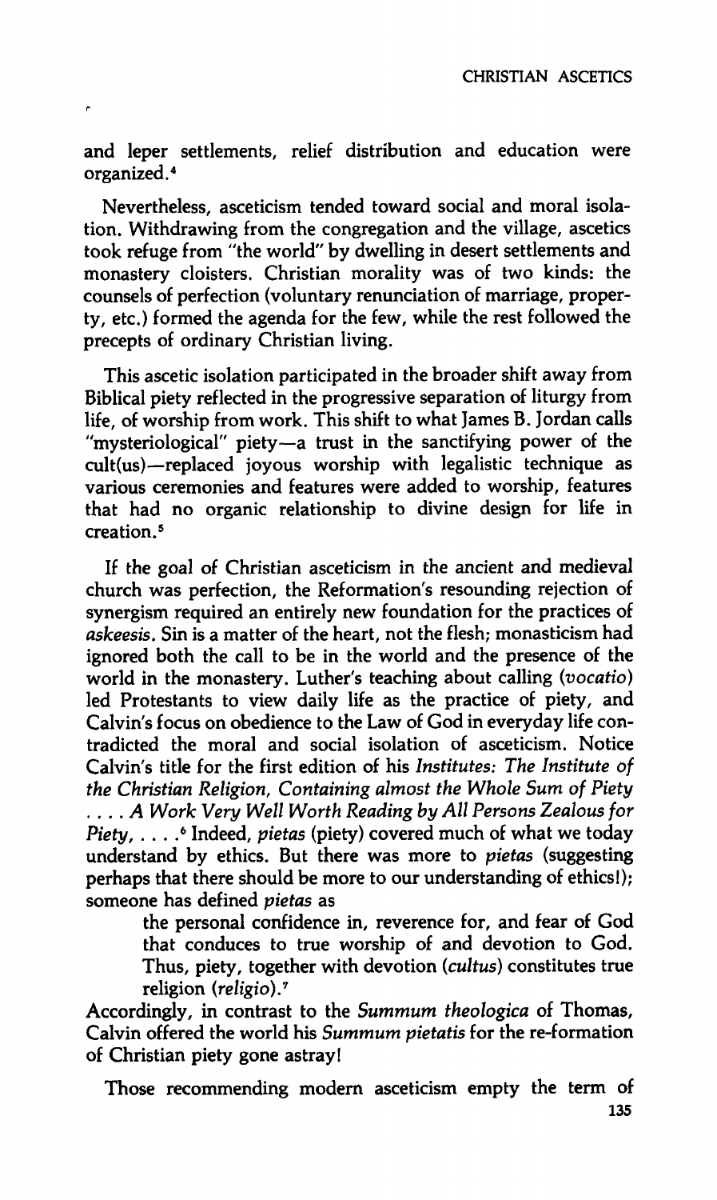and leper settlements, relief distribution and education were organized.[4]

Nevertheless, asceticism tended toward social and moral isolation. Withdrawing from the congregation and the village, ascetics took refuge from "the world" by dwelling in desert settlements and monastery cloisters. Christian morality was of two kinds: the counsels of perfection (voluntary renunciation of marriage, property, etc.) formed the agenda for the few, while the rest followed the precepts of ordinary Christian living.

This ascetic isolation participated in the broader shift away from Biblical piety reflected in the progressive separation of liturgy from life, of worship from work. This shift to what James B. Jordan calls "mysteriological" piety—a trust in the sanctifying power of the cult(us)—replaced joyous worship with legalistic technique as various ceremonies and features were added to worship, features that had no organic relationship to divine design for life in creation.[5]

If the goal of Christian asceticism in the ancient and medieval church was perfection, the Reformation's resounding rejection of synergism required an entirely new foundation for the practices of *askeesis*. Sin is a matter of the heart, not the flesh; monasticism had ignored both the call to be in the world and the presence of the world in the monastery. Luther's teaching about calling (*vocatio*) led Protestants to view daily life as the practice of piety, and Calvin's focus on obedience to the Law of God in everyday life contradicted the moral and social isolation of asceticism. Notice Calvin's title for the first edition of his *Institutes: The Institute of the Christian Religion, Containing almost the Whole Sum of Piety . . . . A Work Very Well Worth Reading by All Persons Zealous for Piety, . . . .*[6] Indeed, *pietas* (piety) covered much of what we today understand by ethics. But there was more to *pietas* (suggesting perhaps that there should be more to our understanding of ethics!); someone has defined *pietas* as

> the personal confidence in, reverence for, and fear of God that conduces to true worship of and devotion to God. Thus, piety, together with devotion (*cultus*) constitutes true religion (*religio*).[7]

Accordingly, in contrast to the *Summum theologica* of Thomas, Calvin offered the world his *Summum pietatis* for the re-formation of Christian piety gone astray!

Those recommending modern asceticism empty the term of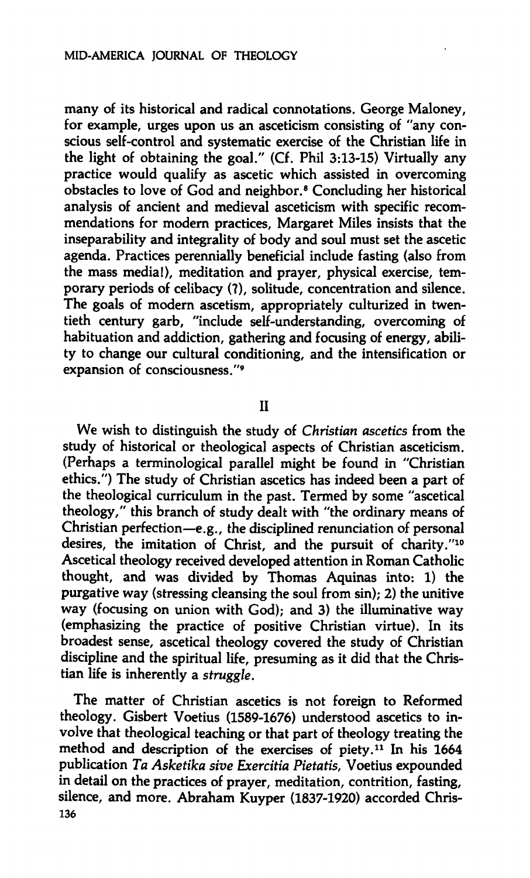many of its historical and radical connotations. George Maloney, for example, urges upon us an asceticism consisting of "any conscious self-control and systematic exercise of the Christian life in the light of obtaining the goal." (Cf. Phil 3:13-15) Virtually any practice would qualify as ascetic which assisted in overcoming obstacles to love of God and neighbor.[8] Concluding her historical analysis of ancient and medieval asceticism with specific recommendations for modern practices, Margaret Miles insists that the inseparability and integrality of body and soul must set the ascetic agenda. Practices perennially beneficial include fasting (also from the mass media!), meditation and prayer, physical exercise, temporary periods of celibacy (?), solitude, concentration and silence. The goals of modern ascetism, appropriately culturized in twentieth century garb, "include self-understanding, overcoming of habituation and addiction, gathering and focusing of energy, ability to change our cultural conditioning, and the intensification or expansion of consciousness."[9]

## II

We wish to distinguish the study of *Christian ascetics* from the study of historical or theological aspects of Christian asceticism. (Perhaps a terminological parallel might be found in "Christian ethics.") The study of Christian ascetics has indeed been a part of the theological curriculum in the past. Termed by some "ascetical theology," this branch of study dealt with "the ordinary means of Christian perfection—e.g., the disciplined renunciation of personal desires, the imitation of Christ, and the pursuit of charity."[10] Ascetical theology received developed attention in Roman Catholic thought, and was divided by Thomas Aquinas into: 1) the purgative way (stressing cleansing the soul from sin); 2) the unitive way (focusing on union with God); and 3) the illuminative way (emphasizing the practice of positive Christian virtue). In its broadest sense, ascetical theology covered the study of Christian discipline and the spiritual life, presuming as it did that the Christian life is inherently a *struggle*.

The matter of Christian ascetics is not foreign to Reformed theology. Gisbert Voetius (1589-1676) understood ascetics to involve that theological teaching or that part of theology treating the method and description of the exercises of piety.[11] In his 1664 publication *Ta Asketika sive Exercitia Pietatis,* Voetius expounded in detail on the practices of prayer, meditation, contrition, fasting, silence, and more. Abraham Kuyper (1837-1920) accorded Chris-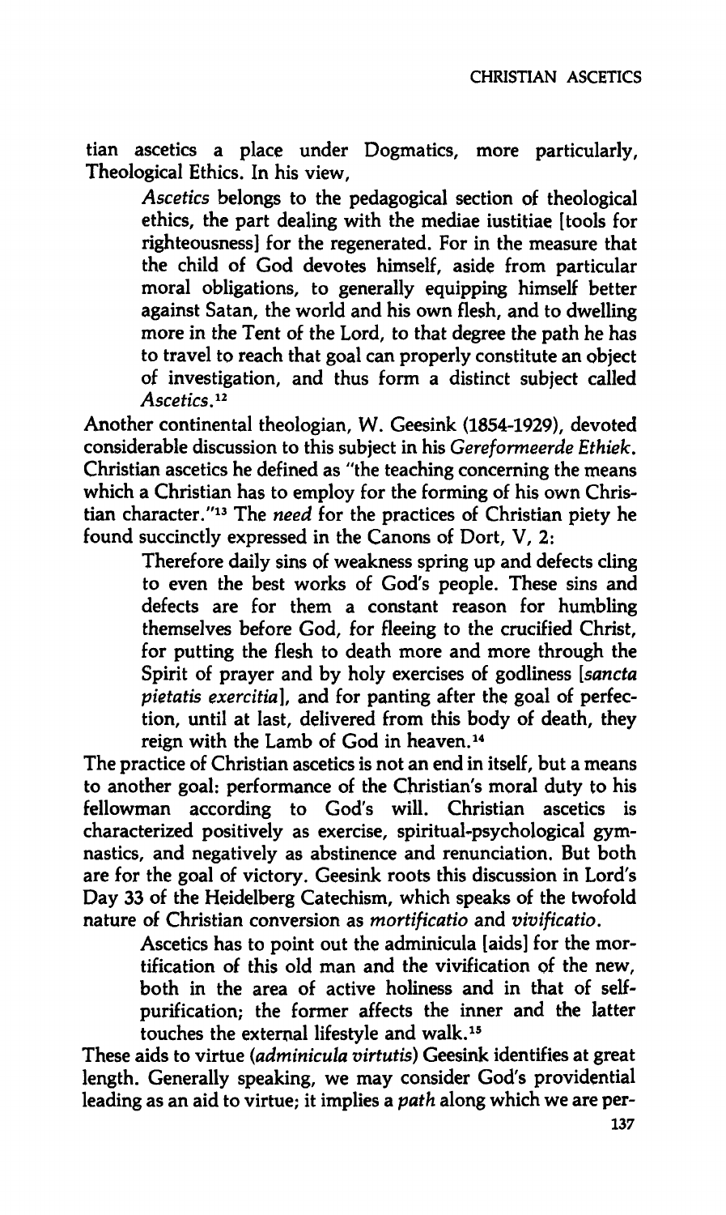tian ascetics a place under Dogmatics, more particularly, Theological Ethics. In his view,

> *Ascetics* belongs to the pedagogical section of theological ethics, the part dealing with the mediae iustitiae [tools for righteousness] for the regenerated. For in the measure that the child of God devotes himself, aside from particular moral obligations, to generally equipping himself better against Satan, the world and his own flesh, and to dwelling more in the Tent of the Lord, to that degree the path he has to travel to reach that goal can properly constitute an object of investigation, and thus form a distinct subject called *Ascetics*.[12]

Another continental theologian, W. Geesink (1854-1929), devoted considerable discussion to this subject in his *Gereformeerde Ethiek*. Christian ascetics he defined as "the teaching concerning the means which a Christian has to employ for the forming of his own Christian character."[13] The *need* for the practices of Christian piety he found succinctly expressed in the Canons of Dort, V, 2:

> Therefore daily sins of weakness spring up and defects cling to even the best works of God's people. These sins and defects are for them a constant reason for humbling themselves before God, for fleeing to the crucified Christ, for putting the flesh to death more and more through the Spirit of prayer and by holy exercises of godliness [*sancta pietatis exercitia*], and for panting after the goal of perfection, until at last, delivered from this body of death, they reign with the Lamb of God in heaven.[14]

The practice of Christian ascetics is not an end in itself, but a means to another goal: performance of the Christian's moral duty to his fellowman according to God's will. Christian ascetics is characterized positively as exercise, spiritual-psychological gymnastics, and negatively as abstinence and renunciation. But both are for the goal of victory. Geesink roots this discussion in Lord's Day 33 of the Heidelberg Catechism, which speaks of the twofold nature of Christian conversion as *mortificatio* and *vivificatio*.

> Ascetics has to point out the adminicula [aids] for the mortification of this old man and the vivification of the new, both in the area of active holiness and in that of self-purification; the former affects the inner and the latter touches the external lifestyle and walk.[15]

These aids to virtue (*adminicula virtutis*) Geesink identifies at great length. Generally speaking, we may consider God's providential leading as an aid to virtue; it implies a *path* along which we are per-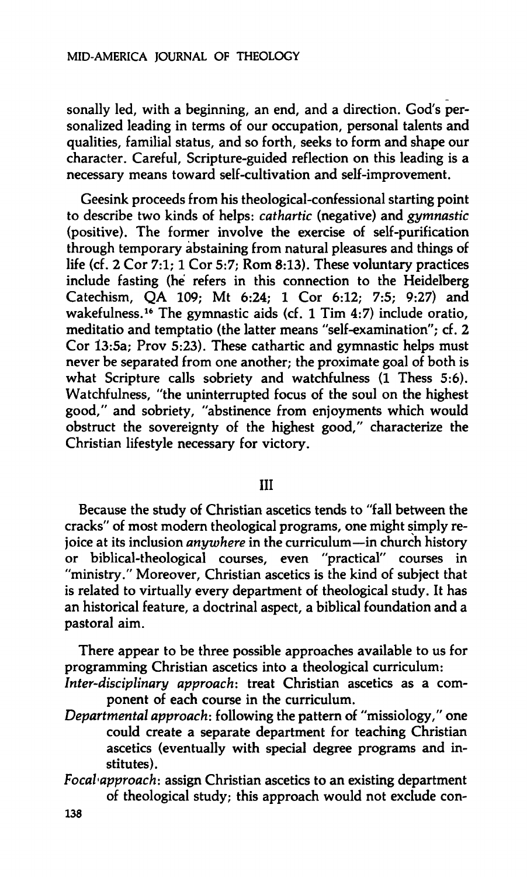sonally led, with a beginning, an end, and a direction. God's personalized leading in terms of our occupation, personal talents and qualities, familial status, and so forth, seeks to form and shape our character. Careful, Scripture-guided reflection on this leading is a necessary means toward self-cultivation and self-improvement.

Geesink proceeds from his theological-confessional starting point to describe two kinds of helps: *cathartic* (negative) and *gymnastic* (positive). The former involve the exercise of self-purification through temporary abstaining from natural pleasures and things of life (cf. 2 Cor 7:1; 1 Cor 5:7; Rom 8:13). These voluntary practices include fasting (he refers in this connection to the Heidelberg Catechism, QA 109; Mt 6:24; 1 Cor 6:12; 7:5; 9:27) and wakefulness.[16] The gymnastic aids (cf. 1 Tim 4:7) include oratio, meditatio and temptatio (the latter means "self-examination"; cf. 2 Cor 13:5a; Prov 5:23). These cathartic and gymnastic helps must never be separated from one another; the proximate goal of both is what Scripture calls sobriety and watchfulness (1 Thess 5:6). Watchfulness, "the uninterrupted focus of the soul on the highest good," and sobriety, "abstinence from enjoyments which would obstruct the sovereignty of the highest good," characterize the Christian lifestyle necessary for victory.

## III

Because the study of Christian ascetics tends to "fall between the cracks" of most modern theological programs, one might simply rejoice at its inclusion *anywhere* in the curriculum—in church history or biblical-theological courses, even "practical" courses in "ministry." Moreover, Christian ascetics is the kind of subject that is related to virtually every department of theological study. It has an historical feature, a doctrinal aspect, a biblical foundation and a pastoral aim.

There appear to be three possible approaches available to us for programming Christian ascetics into a theological curriculum:

*Inter-disciplinary approach*: treat Christian ascetics as a component of each course in the curriculum.

*Departmental approach*: following the pattern of "missiology," one could create a separate department for teaching Christian ascetics (eventually with special degree programs and institutes).

*Focal approach*: assign Christian ascetics to an existing department of theological study; this approach would not exclude con-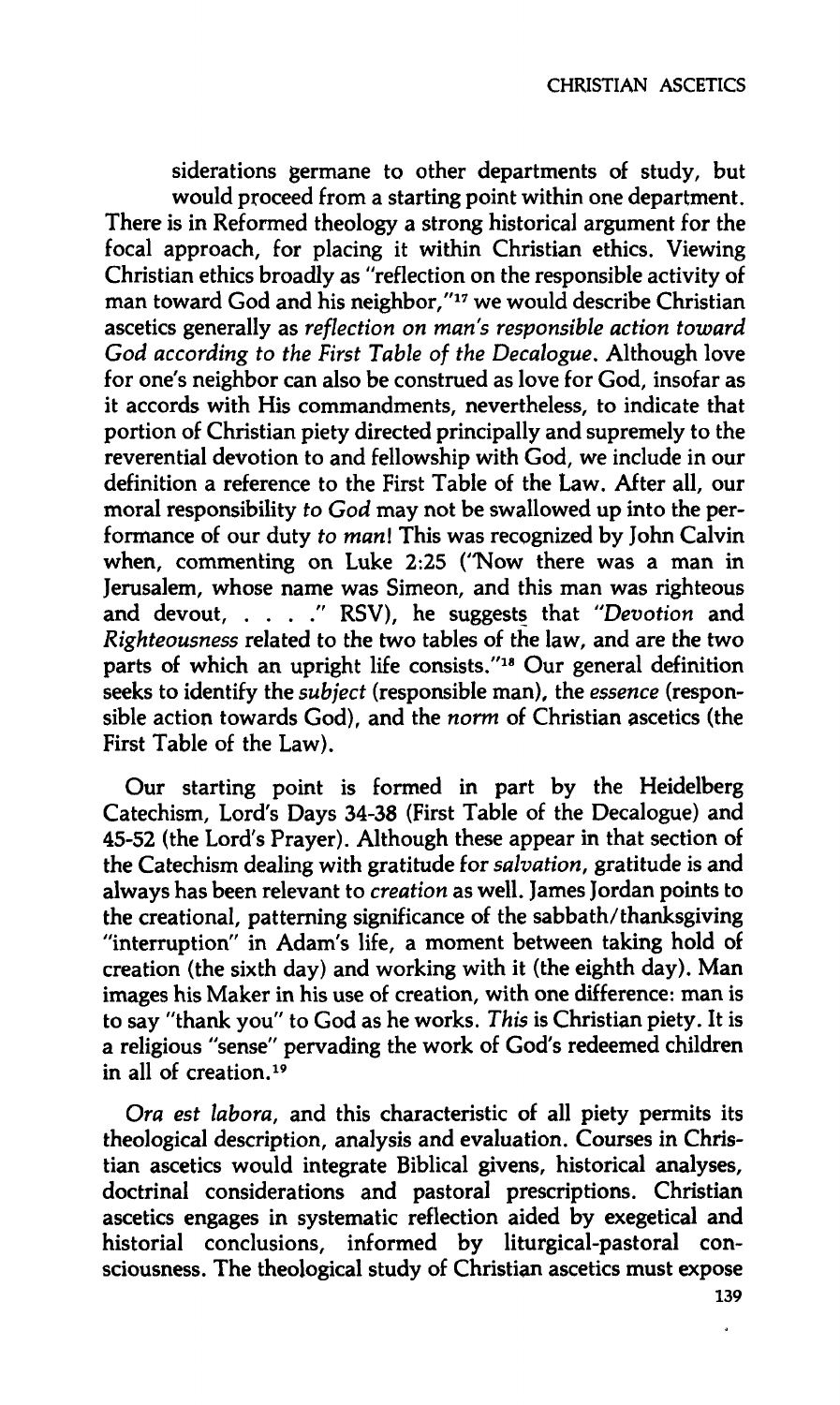siderations germane to other departments of study, but would proceed from a starting point within one department. There is in Reformed theology a strong historical argument for the focal approach, for placing it within Christian ethics. Viewing Christian ethics broadly as "reflection on the responsible activity of man toward God and his neighbor,"[17] we would describe Christian ascetics generally as *reflection on man's responsible action toward God according to the First Table of the Decalogue*. Although love for one's neighbor can also be construed as love for God, insofar as it accords with His commandments, nevertheless, to indicate that portion of Christian piety directed principally and supremely to the reverential devotion to and fellowship with God, we include in our definition a reference to the First Table of the Law. After all, our moral responsibility *to God* may not be swallowed up into the performance of our duty *to man*! This was recognized by John Calvin when, commenting on Luke 2:25 ("Now there was a man in Jerusalem, whose name was Simeon, and this man was righteous and devout, . . . ." RSV), he suggests that "*Devotion* and *Righteousness* related to the two tables of the law, and are the two parts of which an upright life consists."[18] Our general definition seeks to identify the *subject* (responsible man), the *essence* (responsible action towards God), and the *norm* of Christian ascetics (the First Table of the Law).

Our starting point is formed in part by the Heidelberg Catechism, Lord's Days 34-38 (First Table of the Decalogue) and 45-52 (the Lord's Prayer). Although these appear in that section of the Catechism dealing with gratitude for *salvation*, gratitude is and always has been relevant to *creation* as well. James Jordan points to the creational, patterning significance of the sabbath/thanksgiving "interruption" in Adam's life, a moment between taking hold of creation (the sixth day) and working with it (the eighth day). Man images his Maker in his use of creation, with one difference: man is to say "thank you" to God as he works. *This* is Christian piety. It is a religious "sense" pervading the work of God's redeemed children in all of creation.[19]

*Ora est labora*, and this characteristic of all piety permits its theological description, analysis and evaluation. Courses in Christian ascetics would integrate Biblical givens, historical analyses, doctrinal considerations and pastoral prescriptions. Christian ascetics engages in systematic reflection aided by exegetical and historial conclusions, informed by liturgical-pastoral consciousness. The theological study of Christian ascetics must expose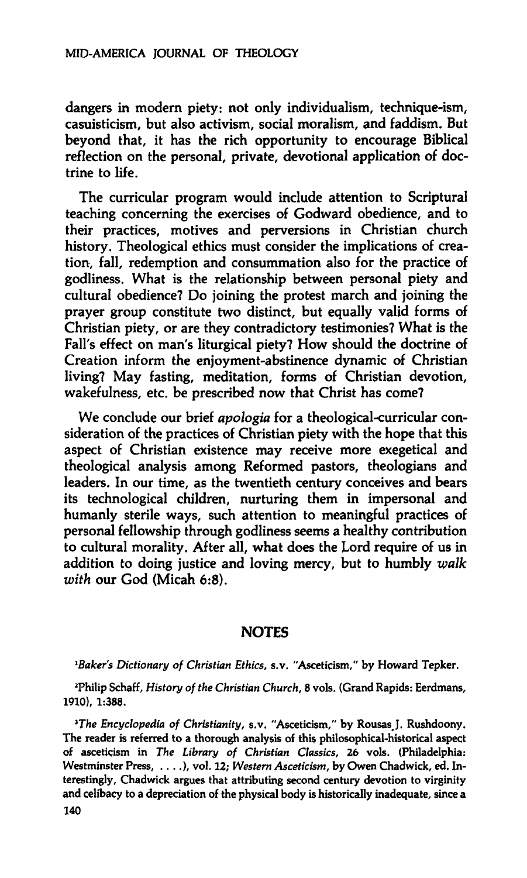dangers in modern piety: not only individualism, technique-ism, casuisticism, but also activism, social moralism, and faddism. But beyond that, it has the rich opportunity to encourage Biblical reflection on the personal, private, devotional application of doctrine to life.

The curricular program would include attention to Scriptural teaching concerning the exercises of Godward obedience, and to their practices, motives and perversions in Christian church history. Theological ethics must consider the implications of creation, fall, redemption and consummation also for the practice of godliness. What is the relationship between personal piety and cultural obedience? Do joining the protest march and joining the prayer group constitute two distinct, but equally valid forms of Christian piety, or are they contradictory testimonies? What is the Fall's effect on man's liturgical piety? How should the doctrine of Creation inform the enjoyment-abstinence dynamic of Christian living? May fasting, meditation, forms of Christian devotion, wakefulness, etc. be prescribed now that Christ has come?

We conclude our brief *apologia* for a theological-curricular consideration of the practices of Christian piety with the hope that this aspect of Christian existence may receive more exegetical and theological analysis among Reformed pastors, theologians and leaders. In our time, as the twentieth century conceives and bears its technological children, nurturing them in impersonal and humanly sterile ways, such attention to meaningful practices of personal fellowship through godliness seems a healthy contribution to cultural morality. After all, what does the Lord require of us in addition to doing justice and loving mercy, but to humbly *walk with* our God (Micah 6:8).

## NOTES

[1]*Baker's Dictionary of Christian Ethics*, s.v. "Asceticism," by Howard Tepker.

[2]Philip Schaff, *History of the Christian Church*, 8 vols. (Grand Rapids: Eerdmans, 1910), 1:388.

[3]*The Encyclopedia of Christianity*, s.v. "Asceticism," by Rousas J. Rushdoony. The reader is referred to a thorough analysis of this philosophical-historical aspect of asceticism in *The Library of Christian Classics*, 26 vols. (Philadelphia: Westminster Press, . . . .), vol. 12; *Western Asceticism*, by Owen Chadwick, ed. Interestingly, Chadwick argues that attributing second century devotion to virginity and celibacy to a depreciation of the physical body is historically inadequate, since a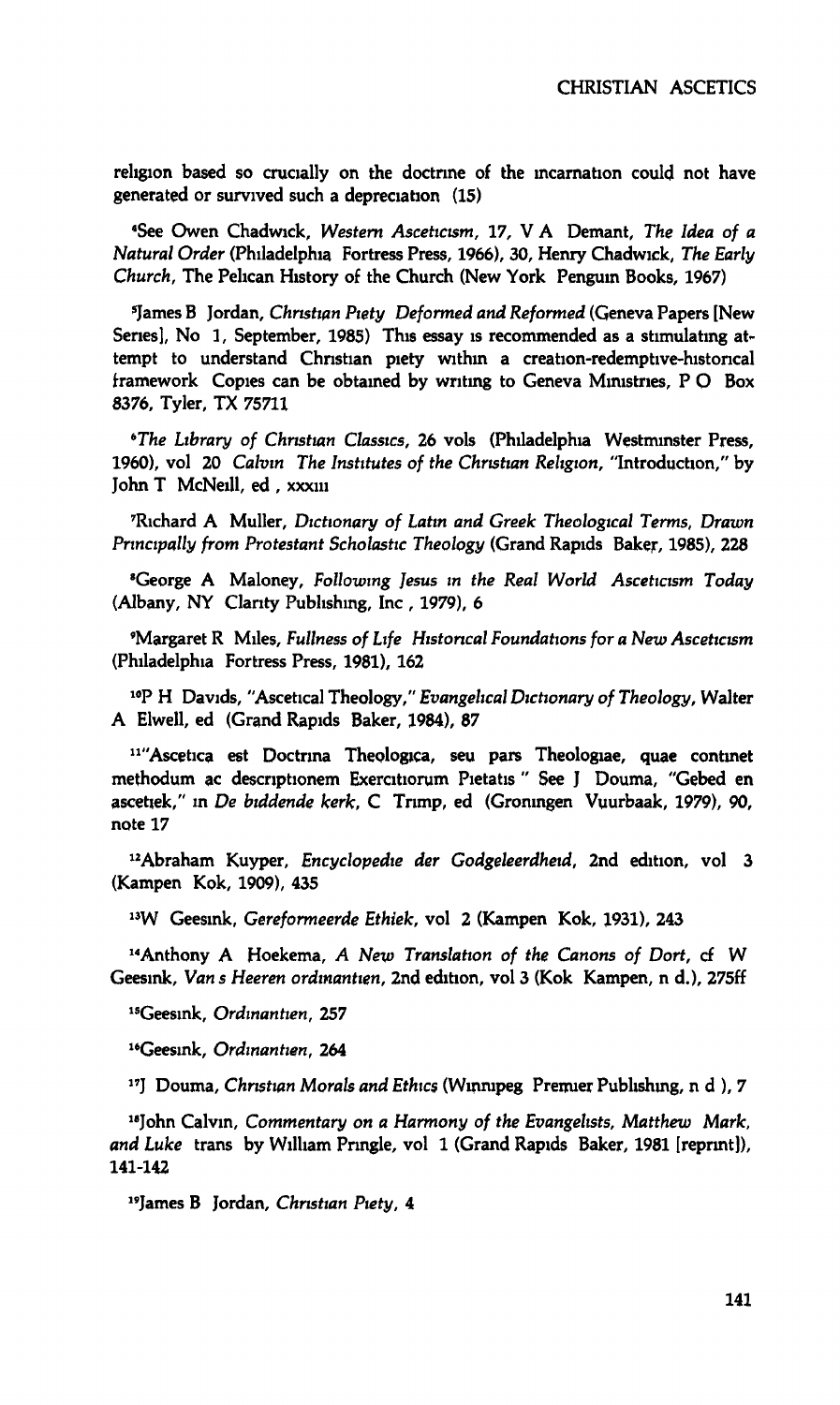religion based so crucially on the doctrine of the incarnation could not have generated or survived such a depreciation (15)

[4]See Owen Chadwick, *Western Asceticism*, 17, V A Demant, *The Idea of a Natural Order* (Philadelphia Fortress Press, 1966), 30, Henry Chadwick, *The Early Church*, The Pelican History of the Church (New York Penguin Books, 1967)

[5]James B Jordan, *Christian Piety Deformed and Reformed* (Geneva Papers [New Series], No 1, September, 1985) This essay is recommended as a stimulating attempt to understand Christian piety within a creation-redemptive-historical framework Copies can be obtained by writing to Geneva Ministries, P O Box 8376, Tyler, TX 75711

[6]*The Library of Christian Classics*, 26 vols (Philadelphia Westminster Press, 1960), vol 20 *Calvin The Institutes of the Christian Religion*, "Introduction," by John T McNeill, ed , xxxiii

[7]Richard A Muller, *Dictionary of Latin and Greek Theological Terms, Drawn Principally from Protestant Scholastic Theology* (Grand Rapids Baker, 1985), 228

[8]George A Maloney, *Following Jesus in the Real World Asceticism Today* (Albany, NY Clarity Publishing, Inc , 1979), 6

[9]Margaret R Miles, *Fullness of Life Historical Foundations for a New Asceticism* (Philadelphia Fortress Press, 1981), 162

[10]P H Davids, "Ascetical Theology," *Evangelical Dictionary of Theology*, Walter A Elwell, ed (Grand Rapids Baker, 1984), 87

[11]"Ascetica est Doctrina Theologica, seu pars Theologiae, quae continet methodum ac descriptionem Exercitiorum Pietatis " See J Douma, "Gebed en ascetiek," in *De biddende kerk*, C Trimp, ed (Groningen Vuurbaak, 1979), 90, note 17

[12]Abraham Kuyper, *Encyclopedie der Godgeleerdheid*, 2nd edition, vol 3 (Kampen Kok, 1909), 435

[13]W Geesink, *Gereformeerde Ethiek*, vol 2 (Kampen Kok, 1931), 243

[14]Anthony A Hoekema, *A New Translation of the Canons of Dort*, cf W Geesink, *Van s Heeren ordinantien*, 2nd edition, vol 3 (Kok Kampen, n d.), 275ff

[15]Geesink, *Ordinantien*, 257

[16]Geesink, *Ordinantien*, 264

[17]J Douma, *Christian Morals and Ethics* (Winnipeg Premier Publishing, n d ), 7

[18]John Calvin, *Commentary on a Harmony of the Evangelists, Matthew Mark, and Luke* trans by William Pringle, vol 1 (Grand Rapids Baker, 1981 [reprint]), 141-142

[19]James B Jordan, *Christian Piety*, 4